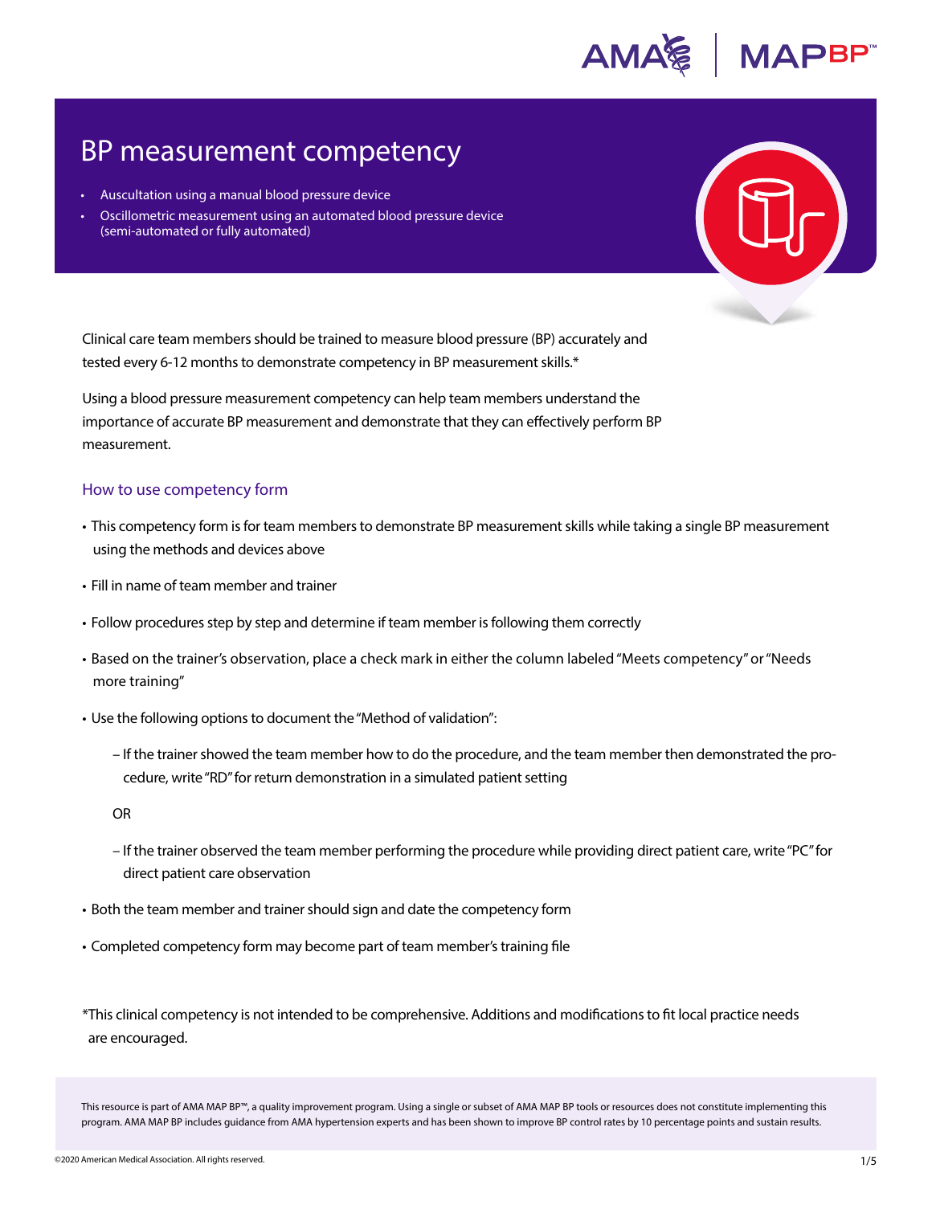# BP measurement competency

- Auscultation using a manual blood pressure device
- Oscillometric measurement using an automated blood pressure device (semi-automated or fully automated)

Clinical care team members should be trained to measure blood pressure (BP) accurately and tested every 6-12 months to demonstrate competency in BP measurement skills.*

Using a blood pressure measurement competency can help team members understand the importance of accurate BP measurement and demonstrate that they can effectively perform BP measurement.

## How to use competency form

- This competency form is for team members to demonstrate BP measurement skills while taking a single BP measurement using the methods and devices above
- Fill in name of team member and trainer
- Follow procedures step by step and determine if team member is following them correctly
- Based on the trainer's observation, place a check mark in either the column labeled "Meets competency" or "Needs more training"
- Use the following options to document the "Method of validation":
  - If the trainer showed the team member how to do the procedure, and the team member then demonstrated the procedure, write "RD" for return demonstration in a simulated patient setting

    OR

  - If the trainer observed the team member performing the procedure while providing direct patient care, write "PC" for direct patient care observation
- Both the team member and trainer should sign and date the competency form
- Completed competency form may become part of team member's training file

*This clinical competency is not intended to be comprehensive. Additions and modifications to fit local practice needs are encouraged.

This resource is part of AMA MAP BP™, a quality improvement program. Using a single or subset of AMA MAP BP tools or resources does not constitute implementing this program. AMA MAP BP includes guidance from AMA hypertension experts and has been shown to improve BP control rates by 10 percentage points and sustain results.

©2020 American Medical Association. All rights reserved.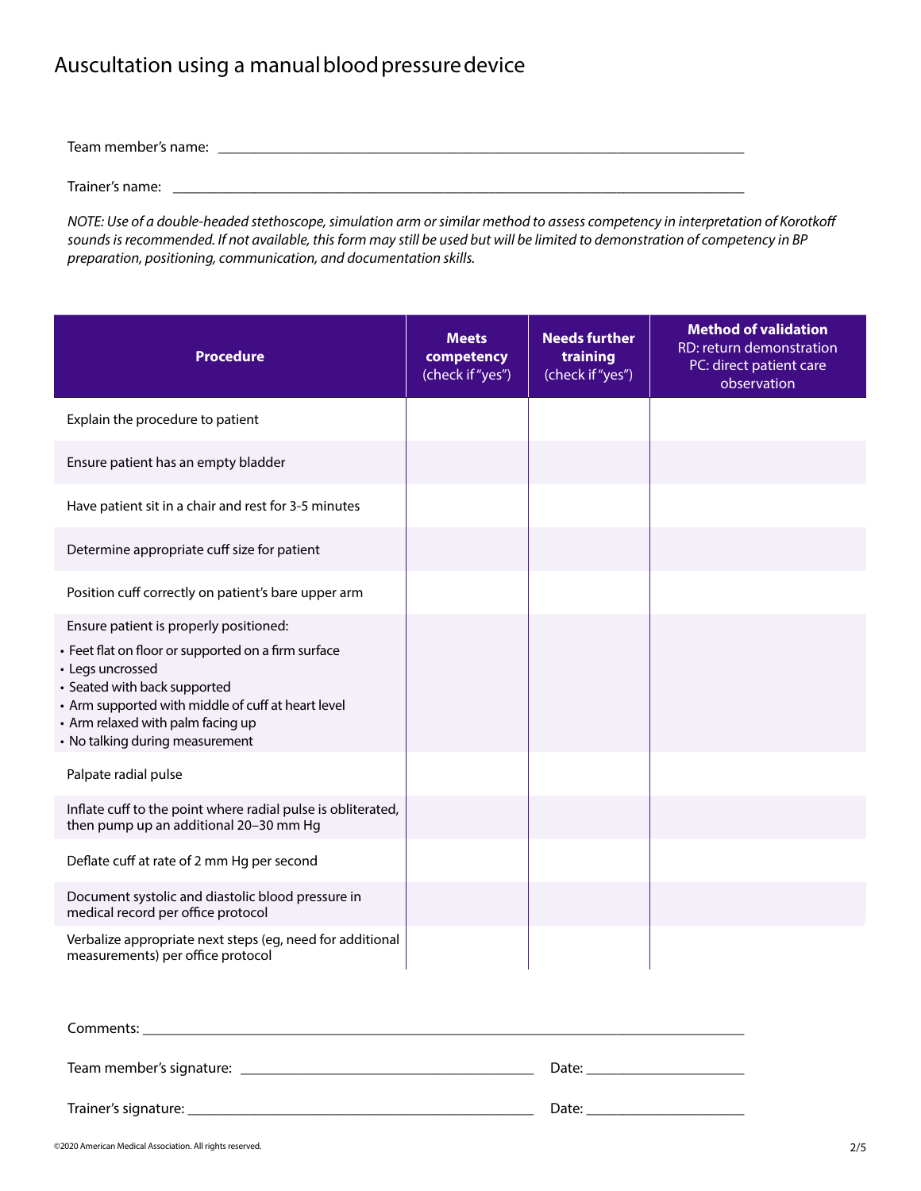# Auscultation using a manual blood pressure device

Team member's name: ___________________________________________

Trainer's name: ___________________________________________

*NOTE: Use of a double-headed stethoscope, simulation arm or similar method to assess competency in interpretation of Korotkoff sounds is recommended. If not available, this form may still be used but will be limited to demonstration of competency in BP preparation, positioning, communication, and documentation skills.*

| Procedure | **Meets competency** (check if "yes") | **Needs further training** (check if "yes") | **Method of validation** RD: return demonstration PC: direct patient care observation |
|---|---|---|---|
| Explain the procedure to patient | | | |
| Ensure patient has an empty bladder | | | |
| Have patient sit in a chair and rest for 3-5 minutes | | | |
| Determine appropriate cuff size for patient | | | |
| Position cuff correctly on patient's bare upper arm | | | |
| Ensure patient is properly positioned:<br>• Feet flat on floor or supported on a firm surface<br>• Legs uncrossed<br>• Seated with back supported<br>• Arm supported with middle of cuff at heart level<br>• Arm relaxed with palm facing up<br>• No talking during measurement | | | |
| Palpate radial pulse | | | |
| Inflate cuff to the point where radial pulse is obliterated, then pump up an additional 20–30 mm Hg | | | |
| Deflate cuff at rate of 2 mm Hg per second | | | |
| Document systolic and diastolic blood pressure in medical record per office protocol | | | |
| Verbalize appropriate next steps (eg, need for additional measurements) per office protocol | | | |

Comments: ___________________________________________

Team member's signature: ______________________ Date: ______________

Trainer's signature: ______________________ Date: ______________

©2020 American Medical Association. All rights reserved.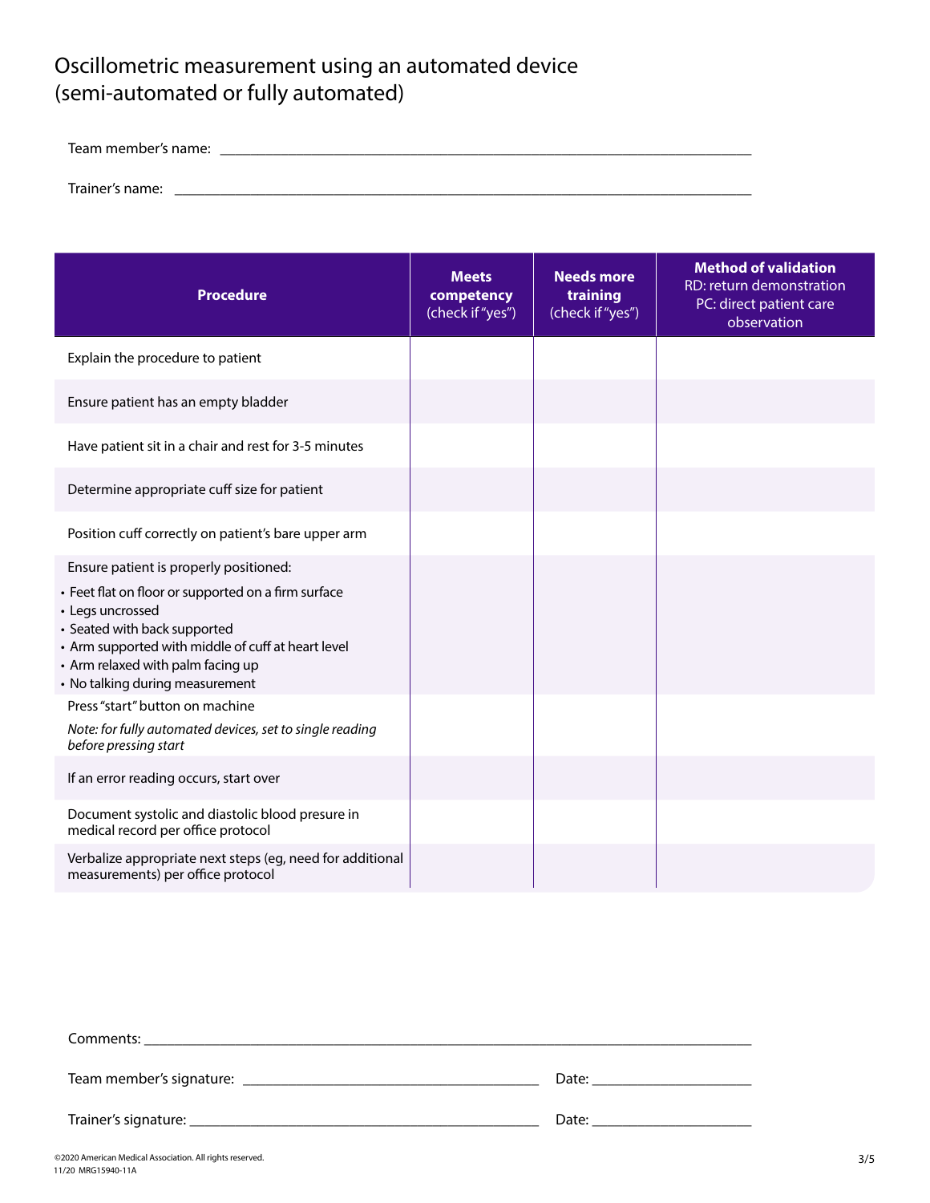# Oscillometric measurement using an automated device (semi-automated or fully automated)

Team member's name: ___________________________________________

Trainer's name: ___________________________________________

| Procedure | **Meets competency** (check if "yes") | **Needs more training** (check if "yes") | **Method of validation** RD: return demonstration PC: direct patient care observation |
|---|---|---|---|
| Explain the procedure to patient | | | |
| Ensure patient has an empty bladder | | | |
| Have patient sit in a chair and rest for 3-5 minutes | | | |
| Determine appropriate cuff size for patient | | | |
| Position cuff correctly on patient's bare upper arm | | | |
| Ensure patient is properly positioned: <br>• Feet flat on floor or supported on a firm surface <br>• Legs uncrossed <br>• Seated with back supported <br>• Arm supported with middle of cuff at heart level <br>• Arm relaxed with palm facing up <br>• No talking during measurement | | | |
| Press "start" button on machine <br>*Note: for fully automated devices, set to single reading before pressing start* | | | |
| If an error reading occurs, start over | | | |
| Document systolic and diastolic blood presure in medical record per office protocol | | | |
| Verbalize appropriate next steps (eg, need for additional measurements) per office protocol | | | |

Comments: ___________________________________________

Team member's signature: ______________________ Date: ____________

Trainer's signature: ______________________ Date: ____________

©2020 American Medical Association. All rights reserved.
11/20 MRG15940-11A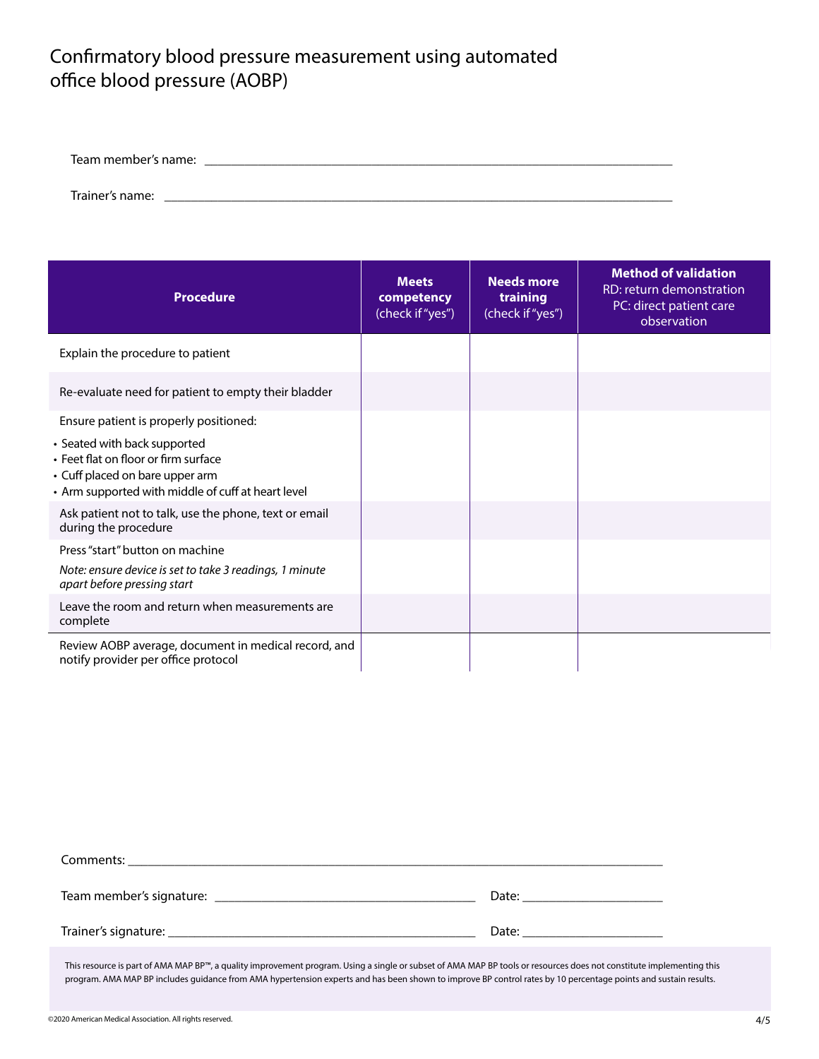# Confirmatory blood pressure measurement using automated office blood pressure (AOBP)

Team member's name: ______________________________________________

Trainer's name: ______________________________________________

| Procedure | Meets competency (check if "yes") | Needs more training (check if "yes") | Method of validation RD: return demonstration PC: direct patient care observation |
|---|---|---|---|
| Explain the procedure to patient | | | |
| Re-evaluate need for patient to empty their bladder | | | |
| Ensure patient is properly positioned:<br>• Seated with back supported<br>• Feet flat on floor or firm surface<br>• Cuff placed on bare upper arm<br>• Arm supported with middle of cuff at heart level | | | |
| Ask patient not to talk, use the phone, text or email during the procedure | | | |
| Press "start" button on machine<br>*Note: ensure device is set to take 3 readings, 1 minute apart before pressing start* | | | |
| Leave the room and return when measurements are complete | | | |
| Review AOBP average, document in medical record, and notify provider per office protocol | | | |

Comments: ______________________________________________

Team member's signature: ______________________________ Date: ______________

Trainer's signature: ______________________________ Date: ______________

This resource is part of AMA MAP BP™, a quality improvement program. Using a single or subset of AMA MAP BP tools or resources does not constitute implementing this program. AMA MAP BP includes guidance from AMA hypertension experts and has been shown to improve BP control rates by 10 percentage points and sustain results.

©2020 American Medical Association. All rights reserved.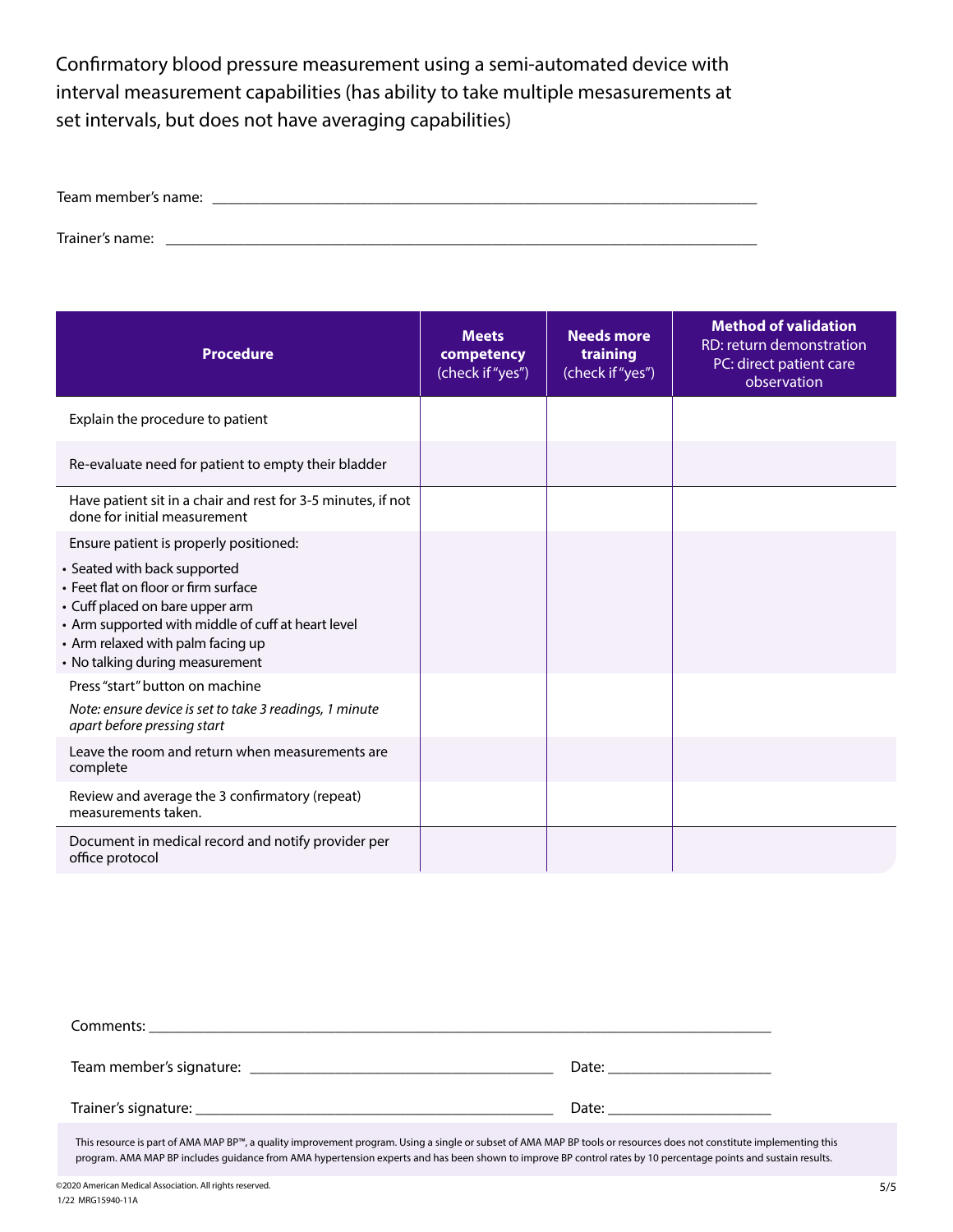Confirmatory blood pressure measurement using a semi-automated device with interval measurement capabilities (has ability to take multiple mesasurements at set intervals, but does not have averaging capabilities)

Team member's name: \_\_\_\_\_\_\_\_\_\_\_\_\_\_\_\_\_\_\_\_\_\_\_\_\_\_\_\_\_\_\_\_\_\_\_\_\_\_\_\_

Trainer's name: \_\_\_\_\_\_\_\_\_\_\_\_\_\_\_\_\_\_\_\_\_\_\_\_\_\_\_\_\_\_\_\_\_\_\_\_\_\_\_\_

| **Procedure** | **Meets competency** (check if "yes") | **Needs more training** (check if "yes") | **Method of validation** RD: return demonstration PC: direct patient care observation |
|---|---|---|---|
| Explain the procedure to patient | | | |
| Re-evaluate need for patient to empty their bladder | | | |
| Have patient sit in a chair and rest for 3-5 minutes, if not done for initial measurement | | | |
| Ensure patient is properly positioned:<br>• Seated with back supported<br>• Feet flat on floor or firm surface<br>• Cuff placed on bare upper arm<br>• Arm supported with middle of cuff at heart level<br>• Arm relaxed with palm facing up<br>• No talking during measurement | | | |
| Press "start" button on machine<br>*Note: ensure device is set to take 3 readings, 1 minute apart before pressing start* | | | |
| Leave the room and return when measurements are complete | | | |
| Review and average the 3 confirmatory (repeat) measurements taken. | | | |
| Document in medical record and notify provider per office protocol | | | |

Comments: \_\_\_\_\_\_\_\_\_\_\_\_\_\_\_\_\_\_\_\_\_\_\_\_\_\_\_\_\_\_\_\_\_\_\_\_\_\_\_\_

Team member's signature: \_\_\_\_\_\_\_\_\_\_\_\_\_\_\_\_\_\_\_\_\_\_\_\_ Date: \_\_\_\_\_\_\_\_\_\_\_\_

Trainer's signature: \_\_\_\_\_\_\_\_\_\_\_\_\_\_\_\_\_\_\_\_\_\_\_\_ Date: \_\_\_\_\_\_\_\_\_\_\_\_

This resource is part of AMA MAP BP™, a quality improvement program. Using a single or subset of AMA MAP BP tools or resources does not constitute implementing this program. AMA MAP BP includes guidance from AMA hypertension experts and has been shown to improve BP control rates by 10 percentage points and sustain results.

©2020 American Medical Association. All rights reserved.
1/22 MRG15940-11A